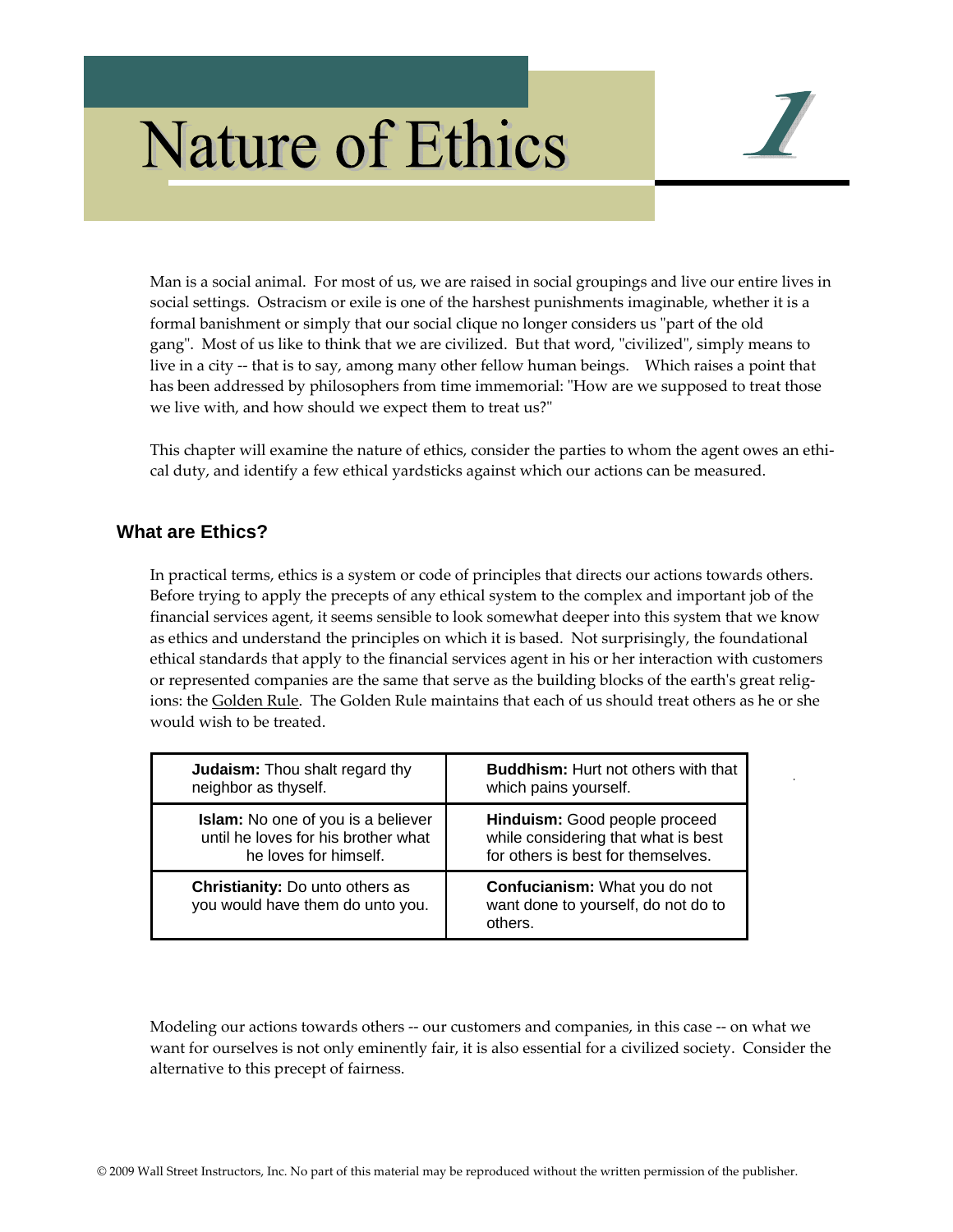# Nature of Ethics

# 1

Man is a social animal. For most of us, we are raised in social groupings and live our entire lives in social settings. Ostracism or exile is one of the harshest punishments imaginable, whether it is a formal banishment or simply that our social clique no longer considers us "part of the old gang". Most of us like to think that we are civilized. But that word, "civilized", simply means to live in a city -- that is to say, among many other fellow human beings. Which raises a point that has been addressed by philosophers from time immemorial: "How are we supposed to treat those we live with, and how should we expect them to treat us?"

This chapter will examine the nature of ethics, consider the parties to whom the agent owes an ethical duty, and identify a few ethical yardsticks against which our actions can be measured.

## What are Ethics?

In practical terms, ethics is a system or code of principles that directs our actions towards others. Before trying to apply the precepts of any ethical system to the complex and important job of the financial services agent, it seems sensible to look somewhat deeper into this system that we know as ethics and understand the principles on which it is based. Not surprisingly, the foundational ethical standards that apply to the financial services agent in his or her interaction with customers or represented companies are the same that serve as the building blocks of the earth's great religions: the Golden Rule. The Golden Rule maintains that each of us should treat others as he or she would wish to be treated.

| | |
|---|---|
| **Judaism:** Thou shalt regard thy neighbor as thyself. | **Buddhism:** Hurt not others with that which pains yourself. |
| **Islam:** No one of you is a believer until he loves for his brother what he loves for himself. | **Hinduism:** Good people proceed while considering that what is best for others is best for themselves. |
| **Christianity:** Do unto others as you would have them do unto you. | **Confucianism:** What you do not want done to yourself, do not do to others. |

Modeling our actions towards others -- our customers and companies, in this case -- on what we want for ourselves is not only eminently fair, it is also essential for a civilized society. Consider the alternative to this precept of fairness.

© 2009 Wall Street Instructors, Inc. No part of this material may be reproduced without the written permission of the publisher.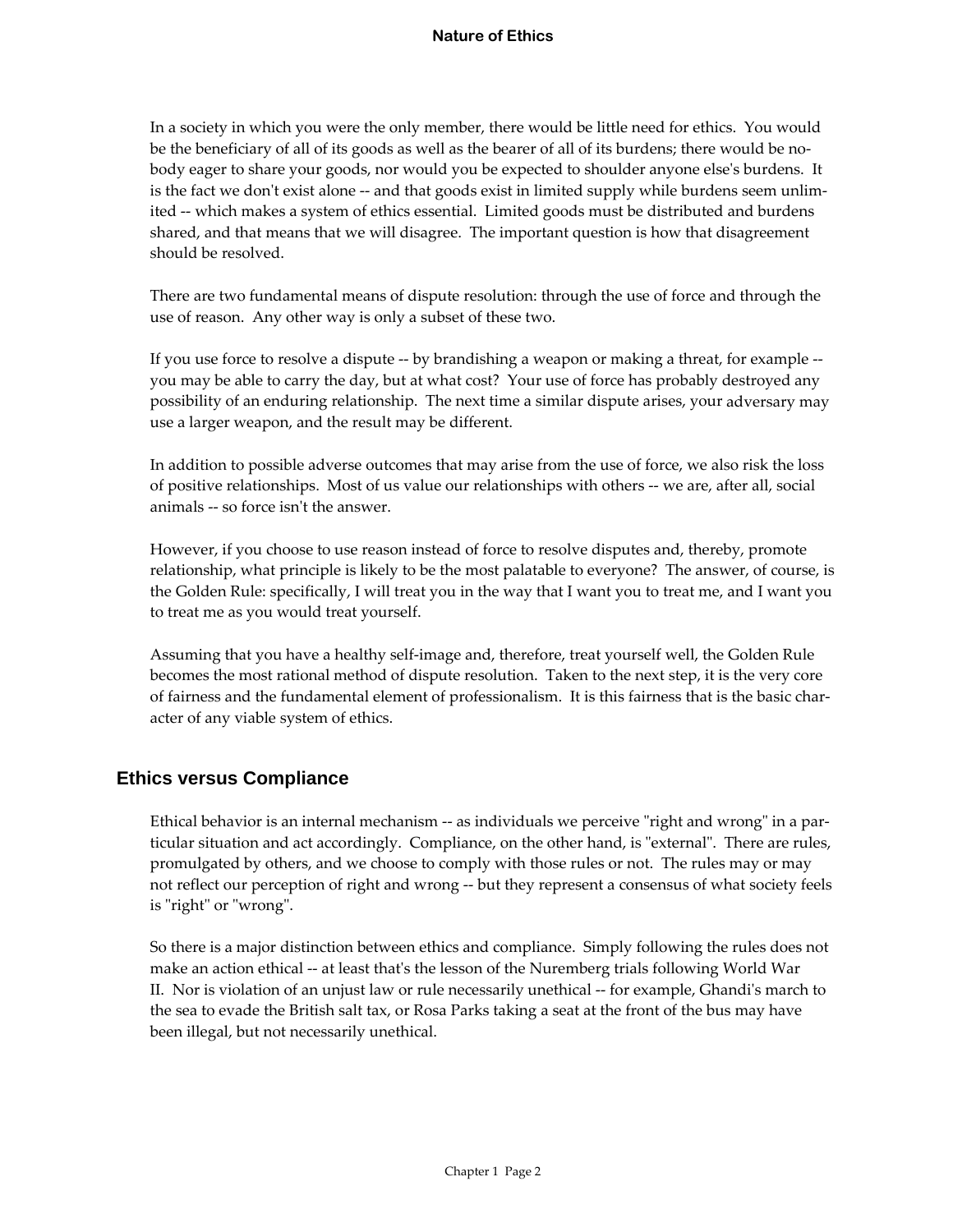In a society in which you were the only member, there would be little need for ethics. You would be the beneficiary of all of its goods as well as the bearer of all of its burdens; there would be nobody eager to share your goods, nor would you be expected to shoulder anyone else's burdens. It is the fact we don't exist alone -- and that goods exist in limited supply while burdens seem unlimited -- which makes a system of ethics essential. Limited goods must be distributed and burdens shared, and that means that we will disagree. The important question is how that disagreement should be resolved.

There are two fundamental means of dispute resolution: through the use of force and through the use of reason. Any other way is only a subset of these two.

If you use force to resolve a dispute -- by brandishing a weapon or making a threat, for example -- you may be able to carry the day, but at what cost? Your use of force has probably destroyed any possibility of an enduring relationship. The next time a similar dispute arises, your adversary may use a larger weapon, and the result may be different.

In addition to possible adverse outcomes that may arise from the use of force, we also risk the loss of positive relationships. Most of us value our relationships with others -- we are, after all, social animals -- so force isn't the answer.

However, if you choose to use reason instead of force to resolve disputes and, thereby, promote relationship, what principle is likely to be the most palatable to everyone? The answer, of course, is the Golden Rule: specifically, I will treat you in the way that I want you to treat me, and I want you to treat me as you would treat yourself.

Assuming that you have a healthy self-image and, therefore, treat yourself well, the Golden Rule becomes the most rational method of dispute resolution. Taken to the next step, it is the very core of fairness and the fundamental element of professionalism. It is this fairness that is the basic character of any viable system of ethics.

## Ethics versus Compliance

Ethical behavior is an internal mechanism -- as individuals we perceive "right and wrong" in a particular situation and act accordingly. Compliance, on the other hand, is "external". There are rules, promulgated by others, and we choose to comply with those rules or not. The rules may or may not reflect our perception of right and wrong -- but they represent a consensus of what society feels is "right" or "wrong".

So there is a major distinction between ethics and compliance. Simply following the rules does not make an action ethical -- at least that's the lesson of the Nuremberg trials following World War II. Nor is violation of an unjust law or rule necessarily unethical -- for example, Ghandi's march to the sea to evade the British salt tax, or Rosa Parks taking a seat at the front of the bus may have been illegal, but not necessarily unethical.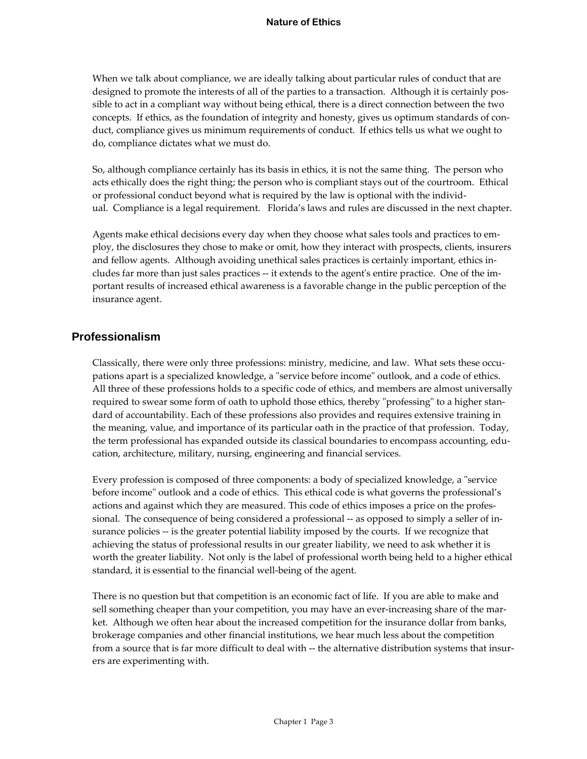When we talk about compliance, we are ideally talking about particular rules of conduct that are designed to promote the interests of all of the parties to a transaction. Although it is certainly possible to act in a compliant way without being ethical, there is a direct connection between the two concepts. If ethics, as the foundation of integrity and honesty, gives us optimum standards of conduct, compliance gives us minimum requirements of conduct. If ethics tells us what we ought to do, compliance dictates what we must do.

So, although compliance certainly has its basis in ethics, it is not the same thing. The person who acts ethically does the right thing; the person who is compliant stays out of the courtroom. Ethical or professional conduct beyond what is required by the law is optional with the individual. Compliance is a legal requirement. Florida's laws and rules are discussed in the next chapter.

Agents make ethical decisions every day when they choose what sales tools and practices to employ, the disclosures they chose to make or omit, how they interact with prospects, clients, insurers and fellow agents. Although avoiding unethical sales practices is certainly important, ethics includes far more than just sales practices -- it extends to the agent's entire practice. One of the important results of increased ethical awareness is a favorable change in the public perception of the insurance agent.

## Professionalism

Classically, there were only three professions: ministry, medicine, and law. What sets these occupations apart is a specialized knowledge, a "service before income" outlook, and a code of ethics. All three of these professions holds to a specific code of ethics, and members are almost universally required to swear some form of oath to uphold those ethics, thereby "professing" to a higher standard of accountability. Each of these professions also provides and requires extensive training in the meaning, value, and importance of its particular oath in the practice of that profession. Today, the term professional has expanded outside its classical boundaries to encompass accounting, education, architecture, military, nursing, engineering and financial services.

Every profession is composed of three components: a body of specialized knowledge, a "service before income" outlook and a code of ethics. This ethical code is what governs the professional's actions and against which they are measured. This code of ethics imposes a price on the professional. The consequence of being considered a professional -- as opposed to simply a seller of insurance policies -- is the greater potential liability imposed by the courts. If we recognize that achieving the status of professional results in our greater liability, we need to ask whether it is worth the greater liability. Not only is the label of professional worth being held to a higher ethical standard, it is essential to the financial well-being of the agent.

There is no question but that competition is an economic fact of life. If you are able to make and sell something cheaper than your competition, you may have an ever-increasing share of the market. Although we often hear about the increased competition for the insurance dollar from banks, brokerage companies and other financial institutions, we hear much less about the competition from a source that is far more difficult to deal with -- the alternative distribution systems that insurers are experimenting with.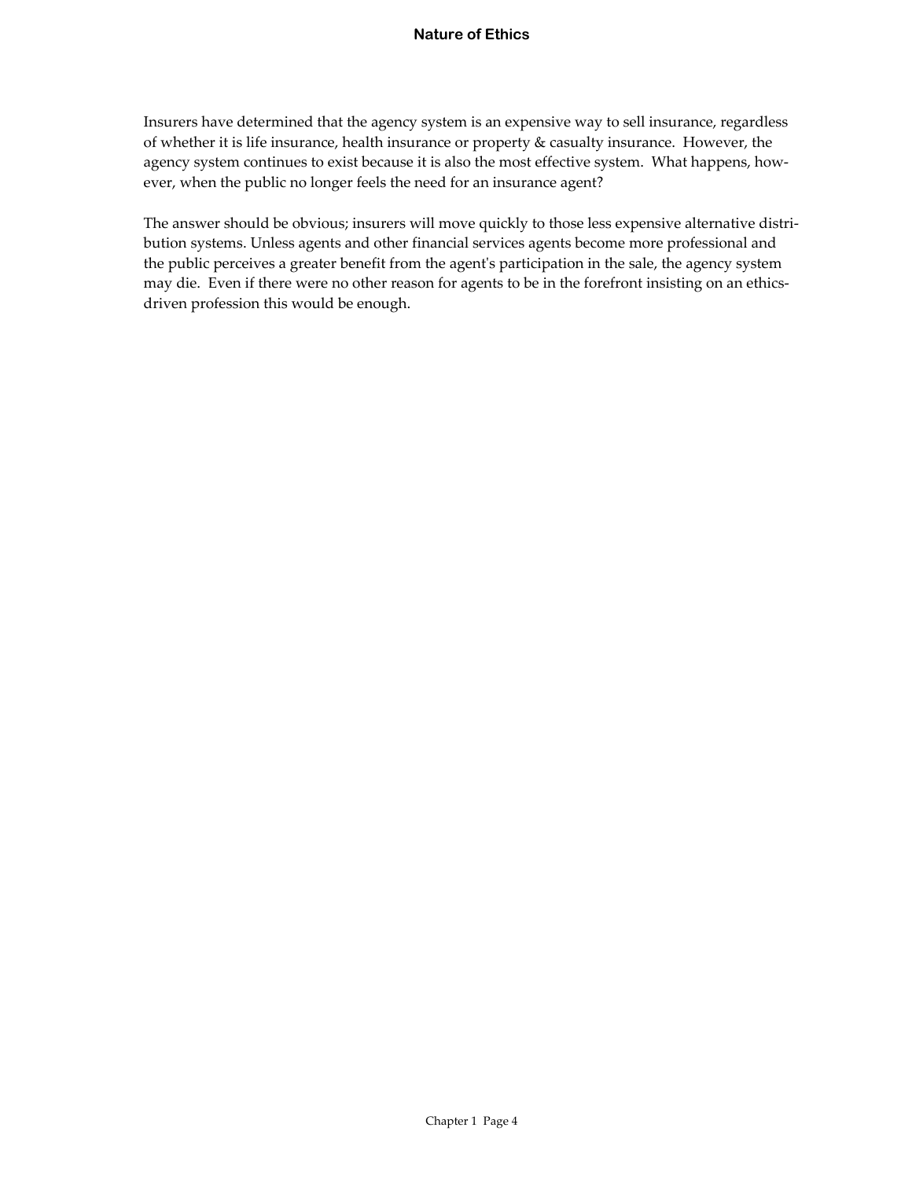Insurers have determined that the agency system is an expensive way to sell insurance, regardless of whether it is life insurance, health insurance or property & casualty insurance. However, the agency system continues to exist because it is also the most effective system. What happens, however, when the public no longer feels the need for an insurance agent?

The answer should be obvious; insurers will move quickly to those less expensive alternative distribution systems. Unless agents and other financial services agents become more professional and the public perceives a greater benefit from the agent's participation in the sale, the agency system may die. Even if there were no other reason for agents to be in the forefront insisting on an ethics-driven profession this would be enough.